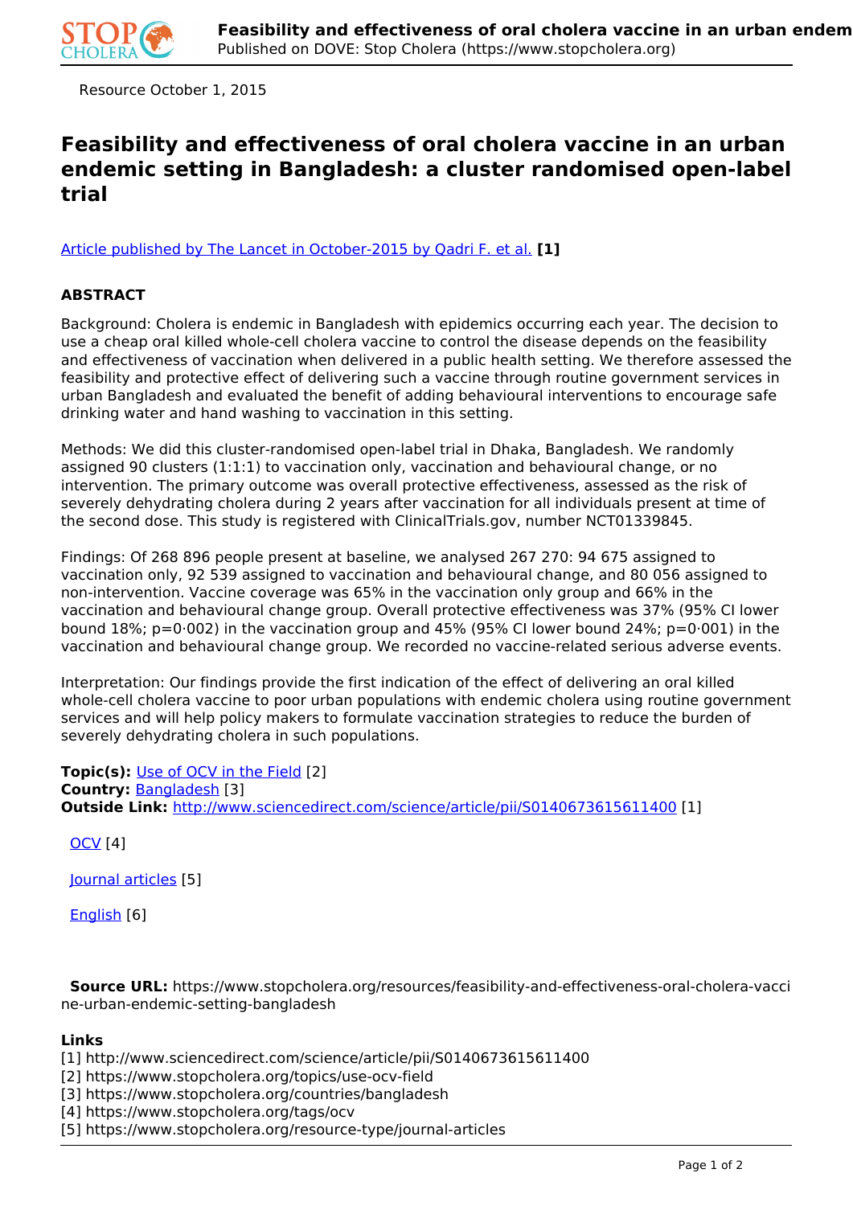Resource October 1, 2015

# Feasibility and effectiveness of oral cholera vaccine in an urban endemic setting in Bangladesh: a cluster randomised open-label trial

Article published by The Lancet in October-2015 by Qadri F. et al. **[1]**

### ABSTRACT

Background: Cholera is endemic in Bangladesh with epidemics occurring each year. The decision to use a cheap oral killed whole-cell cholera vaccine to control the disease depends on the feasibility and effectiveness of vaccination when delivered in a public health setting. We therefore assessed the feasibility and protective effect of delivering such a vaccine through routine government services in urban Bangladesh and evaluated the benefit of adding behavioural interventions to encourage safe drinking water and hand washing to vaccination in this setting.

Methods: We did this cluster-randomised open-label trial in Dhaka, Bangladesh. We randomly assigned 90 clusters (1:1:1) to vaccination only, vaccination and behavioural change, or no intervention. The primary outcome was overall protective effectiveness, assessed as the risk of severely dehydrating cholera during 2 years after vaccination for all individuals present at time of the second dose. This study is registered with ClinicalTrials.gov, number NCT01339845.

Findings: Of 268 896 people present at baseline, we analysed 267 270: 94 675 assigned to vaccination only, 92 539 assigned to vaccination and behavioural change, and 80 056 assigned to non-intervention. Vaccine coverage was 65% in the vaccination only group and 66% in the vaccination and behavioural change group. Overall protective effectiveness was 37% (95% CI lower bound 18%; p=0·002) in the vaccination group and 45% (95% CI lower bound 24%; p=0·001) in the vaccination and behavioural change group. We recorded no vaccine-related serious adverse events.

Interpretation: Our findings provide the first indication of the effect of delivering an oral killed whole-cell cholera vaccine to poor urban populations with endemic cholera using routine government services and will help policy makers to formulate vaccination strategies to reduce the burden of severely dehydrating cholera in such populations.

**Topic(s):** Use of OCV in the Field [2]
**Country:** Bangladesh [3]
**Outside Link:** http://www.sciencedirect.com/science/article/pii/S0140673615611400 [1]

OCV [4]

Journal articles [5]

English [6]

**Source URL:** https://www.stopcholera.org/resources/feasibility-and-effectiveness-oral-cholera-vaccine-urban-endemic-setting-bangladesh

**Links**
[1] http://www.sciencedirect.com/science/article/pii/S0140673615611400
[2] https://www.stopcholera.org/topics/use-ocv-field
[3] https://www.stopcholera.org/countries/bangladesh
[4] https://www.stopcholera.org/tags/ocv
[5] https://www.stopcholera.org/resource-type/journal-articles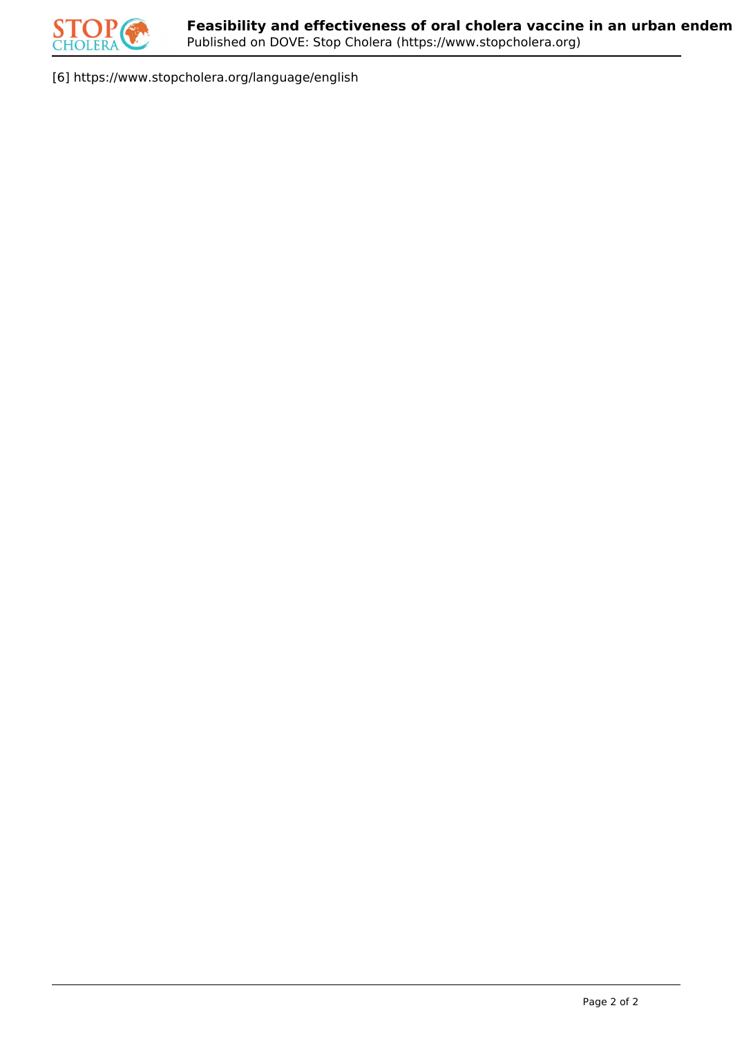[6] https://www.stopcholera.org/language/english